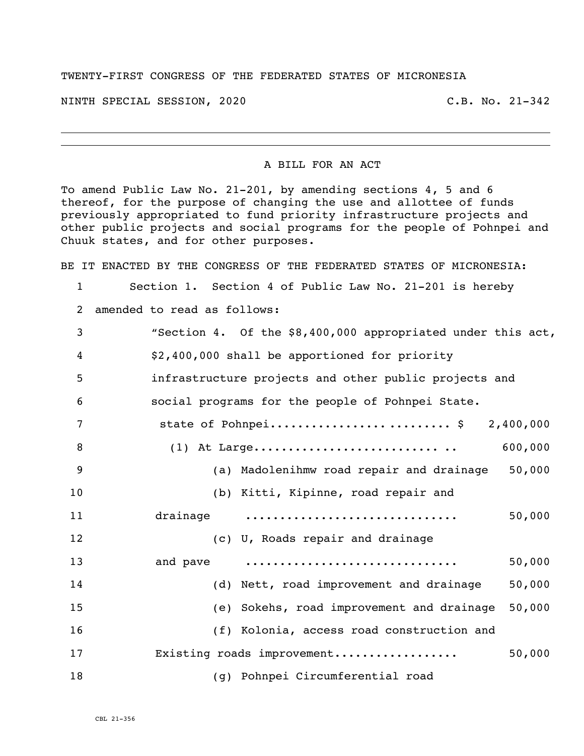TWENTY-FIRST CONGRESS OF THE FEDERATED STATES OF MICRONESIA

NINTH SPECIAL SESSION, 2020 C.B. No. 21-342

---

A BILL FOR AN ACT

To amend Public Law No. 21-201, by amending sections 4, 5 and 6 thereof, for the purpose of changing the use and allottee of funds previously appropriated to fund priority infrastructure projects and other public projects and social programs for the people of Pohnpei and Chuuk states, and for other purposes.

BE IT ENACTED BY THE CONGRESS OF THE FEDERATED STATES OF MICRONESIA:

1 Section 1. Section 4 of Public Law No. 21-201 is hereby
2 amended to read as follows:
3 "Section 4. Of the $8,400,000 appropriated under this act,
4 $2,400,000 shall be apportioned for priority
5 infrastructure projects and other public projects and
6 social programs for the people of Pohnpei State.
7 state of Pohnpei......................... $ 2,400,000
8 (1) At Large.......................... .. 600,000
9 (a) Madolenihmw road repair and drainage 50,000
10 (b) Kitti, Kipinne, road repair and
11 drainage .............................. 50,000
12 (c) U, Roads repair and drainage
13 and pave .............................. 50,000
14 (d) Nett, road improvement and drainage 50,000
15 (e) Sokehs, road improvement and drainage 50,000
16 (f) Kolonia, access road construction and
17 Existing roads improvement................. 50,000
18 (g) Pohnpei Circumferential road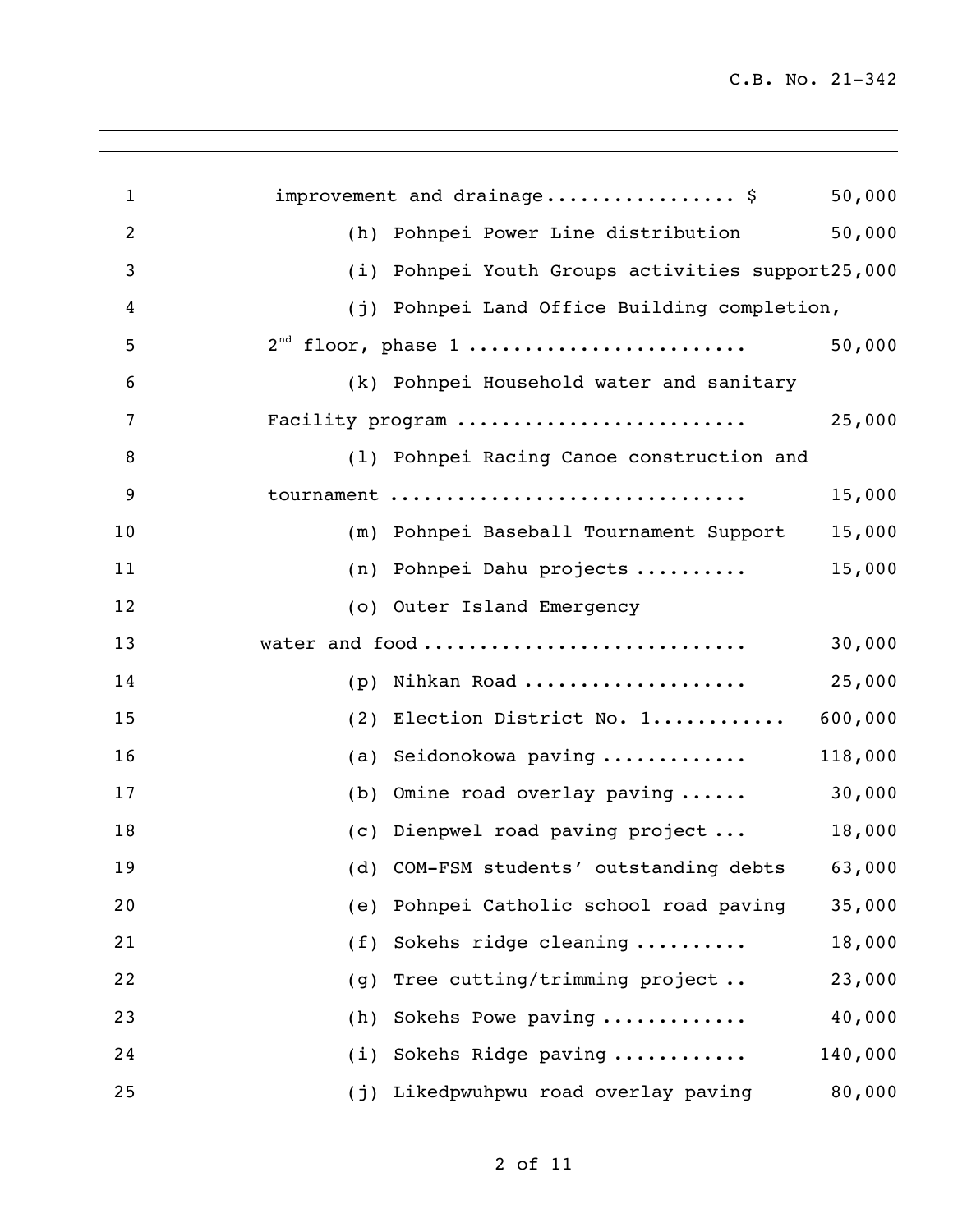improvement and drainage................ $ 50,000

(h) Pohnpei Power Line distribution 50,000

(i) Pohnpei Youth Groups activities support25,000

(j) Pohnpei Land Office Building completion,
2nd floor, phase 1 ........................ 50,000

(k) Pohnpei Household water and sanitary
Facility program ......................... 25,000

(l) Pohnpei Racing Canoe construction and
tournament ............................... 15,000

(m) Pohnpei Baseball Tournament Support 15,000

(n) Pohnpei Dahu projects .......... 15,000

(o) Outer Island Emergency
water and food ............................ 30,000

(p) Nihkan Road ................... 25,000

(2) Election District No. 1............ 600,000

(a) Seidonokowa paving ............ 118,000

(b) Omine road overlay paving ...... 30,000

(c) Dienpwel road paving project ... 18,000

(d) COM-FSM students' outstanding debts 63,000

(e) Pohnpei Catholic school road paving 35,000

(f) Sokehs ridge cleaning .......... 18,000

(g) Tree cutting/trimming project .. 23,000

(h) Sokehs Powe paving ............ 40,000

(i) Sokehs Ridge paving ........... 140,000

(j) Likedpwuhpwu road overlay paving 80,000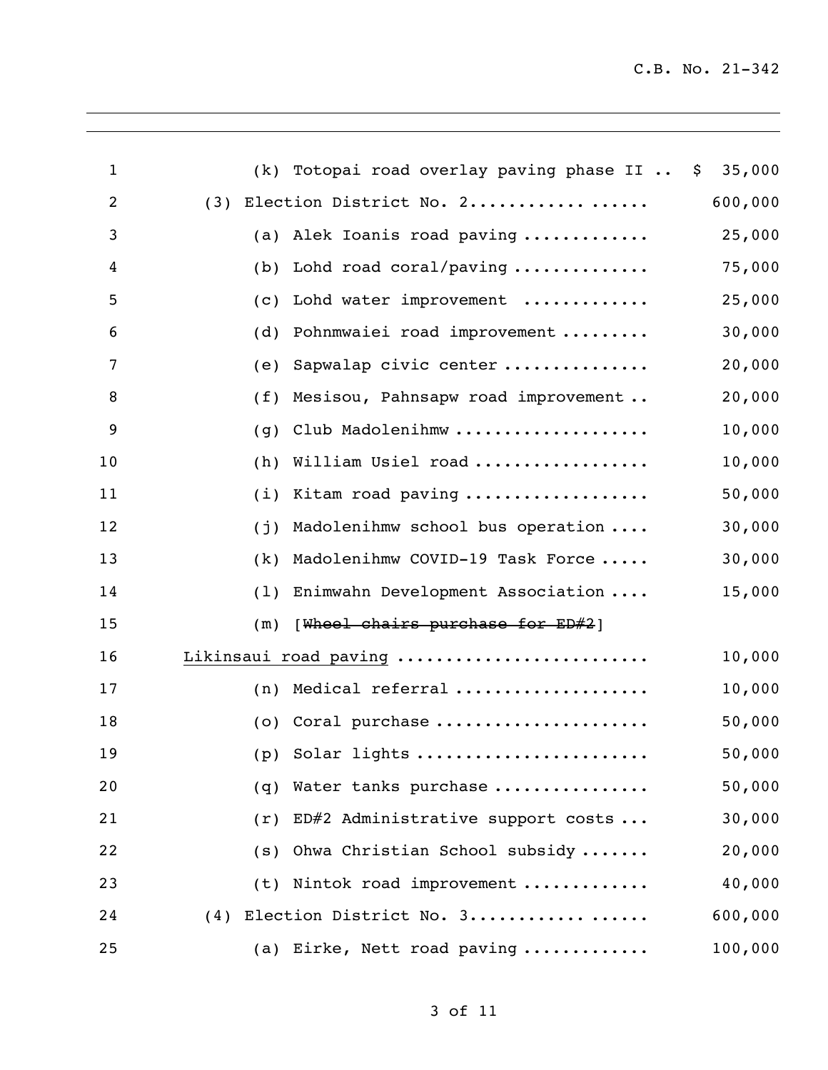(k) Totopai road overlay paving phase II .. $ 35,000

(3) Election District No. 2.................. 600,000

(a) Alek Ioanis road paving ............ 25,000

(b) Lohd road coral/paving ............. 75,000

(c) Lohd water improvement ............ 25,000

(d) Pohnmwaiei road improvement ......... 30,000

(e) Sapwalap civic center .............. 20,000

(f) Mesisou, Pahnsapw road improvement .. 20,000

(g) Club Madolenihmw ................... 10,000

(h) William Usiel road ................. 10,000

(i) Kitam road paving .................. 50,000

(j) Madolenihmw school bus operation .... 30,000

(k) Madolenihmw COVID-19 Task Force ..... 30,000

(l) Enimwahn Development Association .... 15,000

(m) [~~Wheel chairs purchase for ED#2~~]

<u>Likinsaui road paving</u> ......................... 10,000

(n) Medical referral ................... 10,000

(o) Coral purchase ..................... 50,000

(p) Solar lights ....................... 50,000

(q) Water tanks purchase ............... 50,000

(r) ED#2 Administrative support costs ... 30,000

(s) Ohwa Christian School subsidy ....... 20,000

(t) Nintok road improvement ............ 40,000

(4) Election District No. 3.................. 600,000

(a) Eirke, Nett road paving ............ 100,000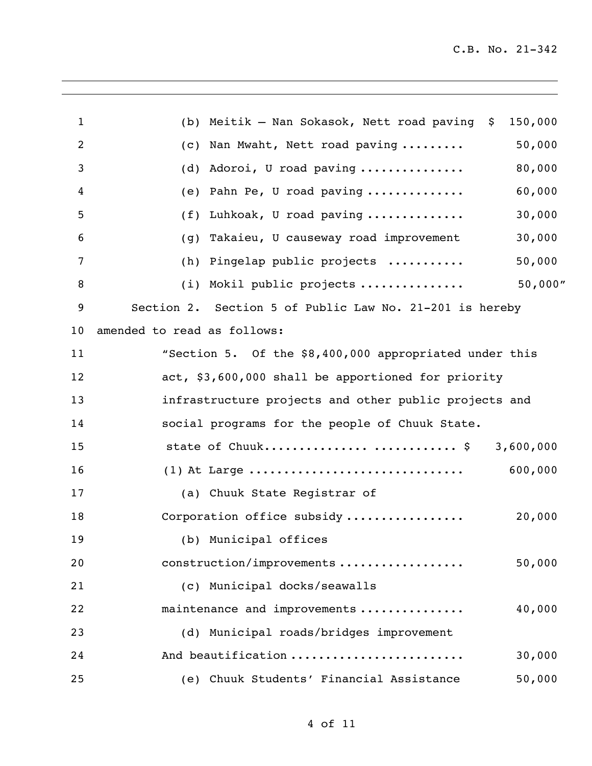(b) Meitik – Nan Sokasok, Nett road paving $ 150,000

(c) Nan Mwaht, Nett road paving ......... 50,000

(d) Adoroi, U road paving ............... 80,000

(e) Pahn Pe, U road paving .............. 60,000

(f) Luhkoak, U road paving .............. 30,000

(g) Takaieu, U causeway road improvement 30,000

(h) Pingelap public projects ........... 50,000

(i) Mokil public projects ............... 50,000"

Section 2. Section 5 of Public Law No. 21-201 is hereby amended to read as follows:

"Section 5. Of the $8,400,000 appropriated under this act, $3,600,000 shall be apportioned for priority infrastructure projects and other public projects and social programs for the people of Chuuk State.

state of Chuuk.............. ............ $ 3,600,000

(1) At Large .............................. 600,000

(a) Chuuk State Registrar of Corporation office subsidy ................ 20,000

(b) Municipal offices construction/improvements .................. 50,000

(c) Municipal docks/seawalls maintenance and improvements .............. 40,000

(d) Municipal roads/bridges improvement And beautification ........................ 30,000

(e) Chuuk Students' Financial Assistance 50,000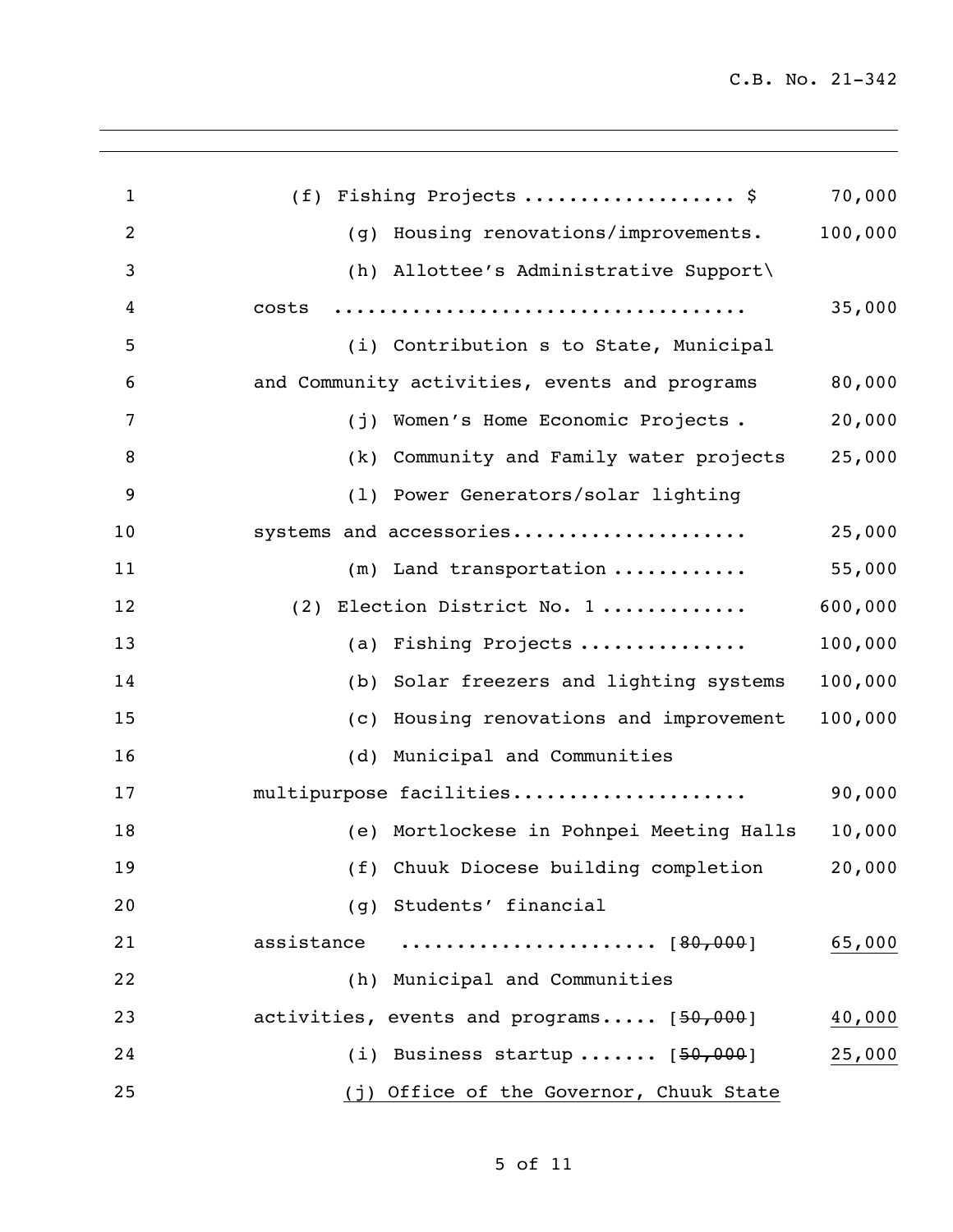(f) Fishing Projects .................. $ 70,000

(g) Housing renovations/improvements. 100,000

(h) Allottee's Administrative Support\ costs .................................. 35,000

(i) Contribution s to State, Municipal and Community activities, events and programs 80,000

(j) Women's Home Economic Projects . 20,000

(k) Community and Family water projects 25,000

(l) Power Generators/solar lighting systems and accessories.................... 25,000

(m) Land transportation ........... 55,000

(2) Election District No. 1 ............ 600,000

(a) Fishing Projects .............. 100,000

(b) Solar freezers and lighting systems 100,000

(c) Housing renovations and improvement 100,000

(d) Municipal and Communities multipurpose facilities.................... 90,000

(e) Mortlockese in Pohnpei Meeting Halls 10,000

(f) Chuuk Diocese building completion 20,000

(g) Students' financial assistance ...................... [~~80,000~~] <u>65,000</u>

(h) Municipal and Communities activities, events and programs..... [~~50,000~~] <u>40,000</u>

(i) Business startup ....... [~~50,000~~] <u>25,000</u>

<u>(j) Office of the Governor, Chuuk State</u>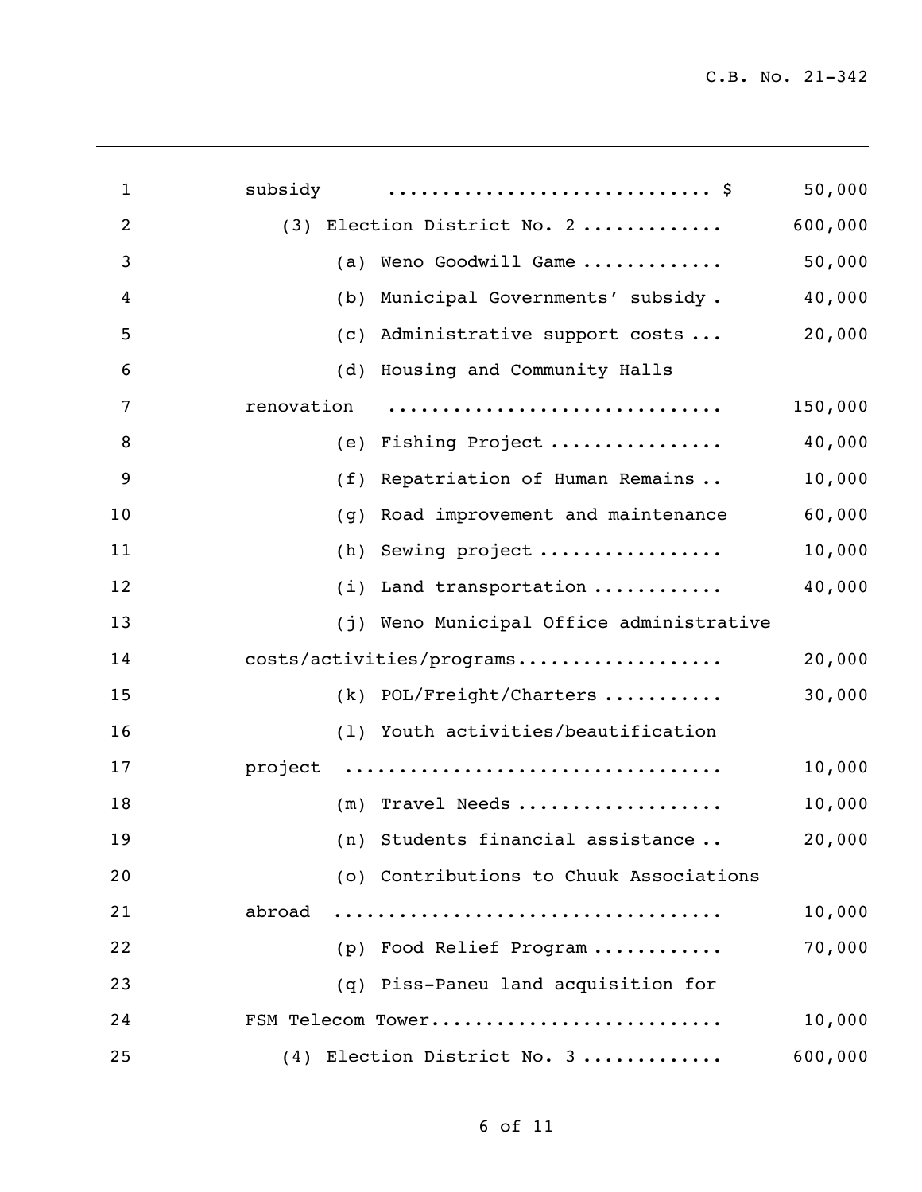subsidy ............................. $ 50,000

(3) Election District No. 2 ............ 600,000

(a) Weno Goodwill Game ............ 50,000

(b) Municipal Governments' subsidy . 40,000

(c) Administrative support costs ... 20,000

(d) Housing and Community Halls renovation .............................. 150,000

(e) Fishing Project ............... 40,000

(f) Repatriation of Human Remains .. 10,000

(g) Road improvement and maintenance 60,000

(h) Sewing project ................ 10,000

(i) Land transportation ........... 40,000

(j) Weno Municipal Office administrative costs/activities/programs.................. 20,000

(k) POL/Freight/Charters ........... 30,000

(l) Youth activities/beautification project .................................. 10,000

(m) Travel Needs .................. 10,000

(n) Students financial assistance .. 20,000

(o) Contributions to Chuuk Associations abroad .................................. 10,000

(p) Food Relief Program ........... 70,000

(q) Piss-Paneu land acquisition for FSM Telecom Tower.......................... 10,000

(4) Election District No. 3 ............ 600,000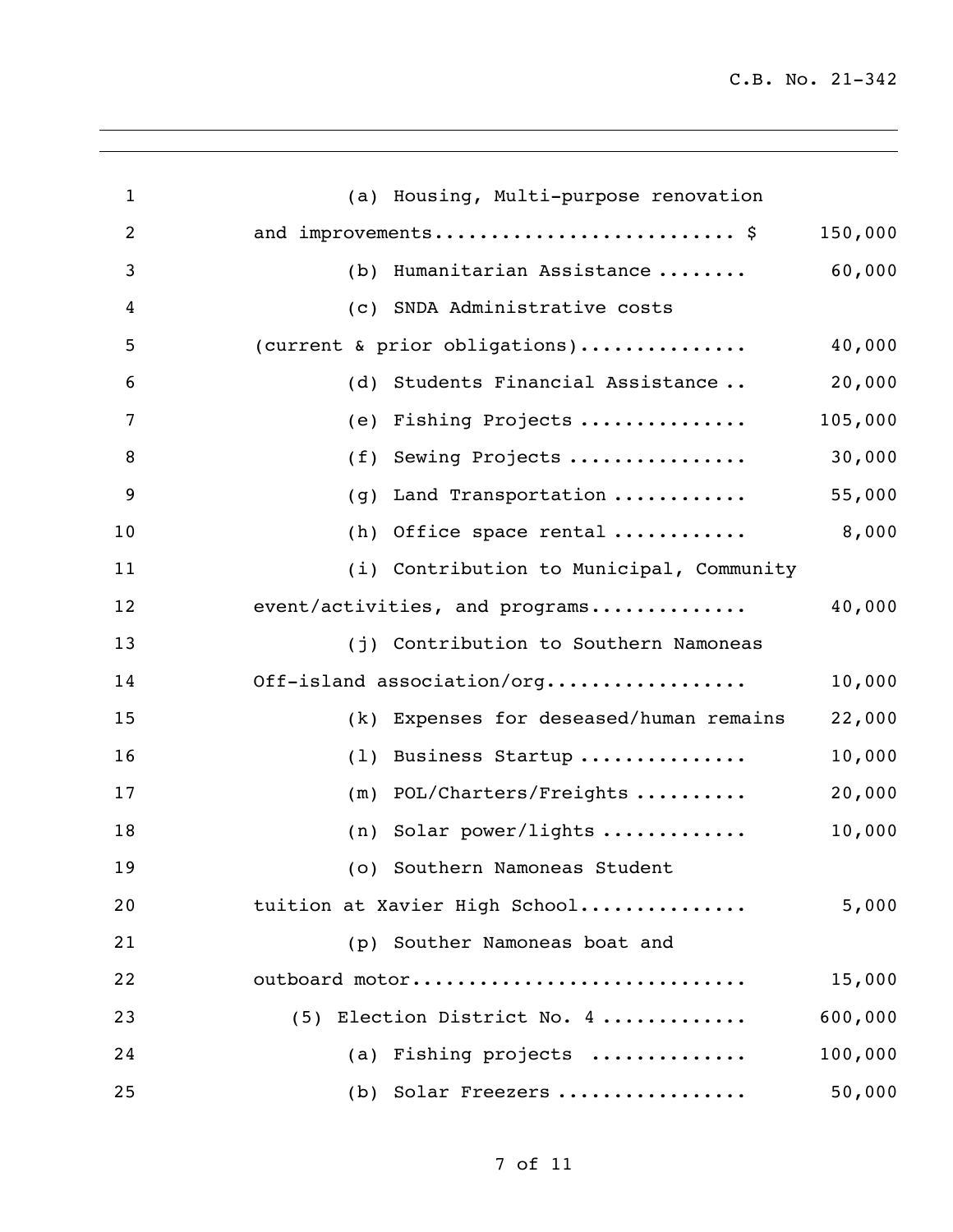| | |
|---|---|
| (a) Housing, Multi-purpose renovation and improvements.......................... $ | 150,000 |
| (b) Humanitarian Assistance ........ | 60,000 |
| (c) SNDA Administrative costs (current & prior obligations).............. | 40,000 |
| (d) Students Financial Assistance .. | 20,000 |
| (e) Fishing Projects ............... | 105,000 |
| (f) Sewing Projects ................ | 30,000 |
| (g) Land Transportation ............ | 55,000 |
| (h) Office space rental ............ | 8,000 |
| (i) Contribution to Municipal, Community event/activities, and programs............. | 40,000 |
| (j) Contribution to Southern Namoneas Off-island association/org................. | 10,000 |
| (k) Expenses for deseased/human remains | 22,000 |
| (l) Business Startup ............... | 10,000 |
| (m) POL/Charters/Freights .......... | 20,000 |
| (n) Solar power/lights ............. | 10,000 |
| (o) Southern Namoneas Student tuition at Xavier High School.............. | 5,000 |
| (p) Souther Namoneas boat and outboard motor............................ | 15,000 |
| (5) Election District No. 4 ............ | 600,000 |
| (a) Fishing projects ............. | 100,000 |
| (b) Solar Freezers ................ | 50,000 |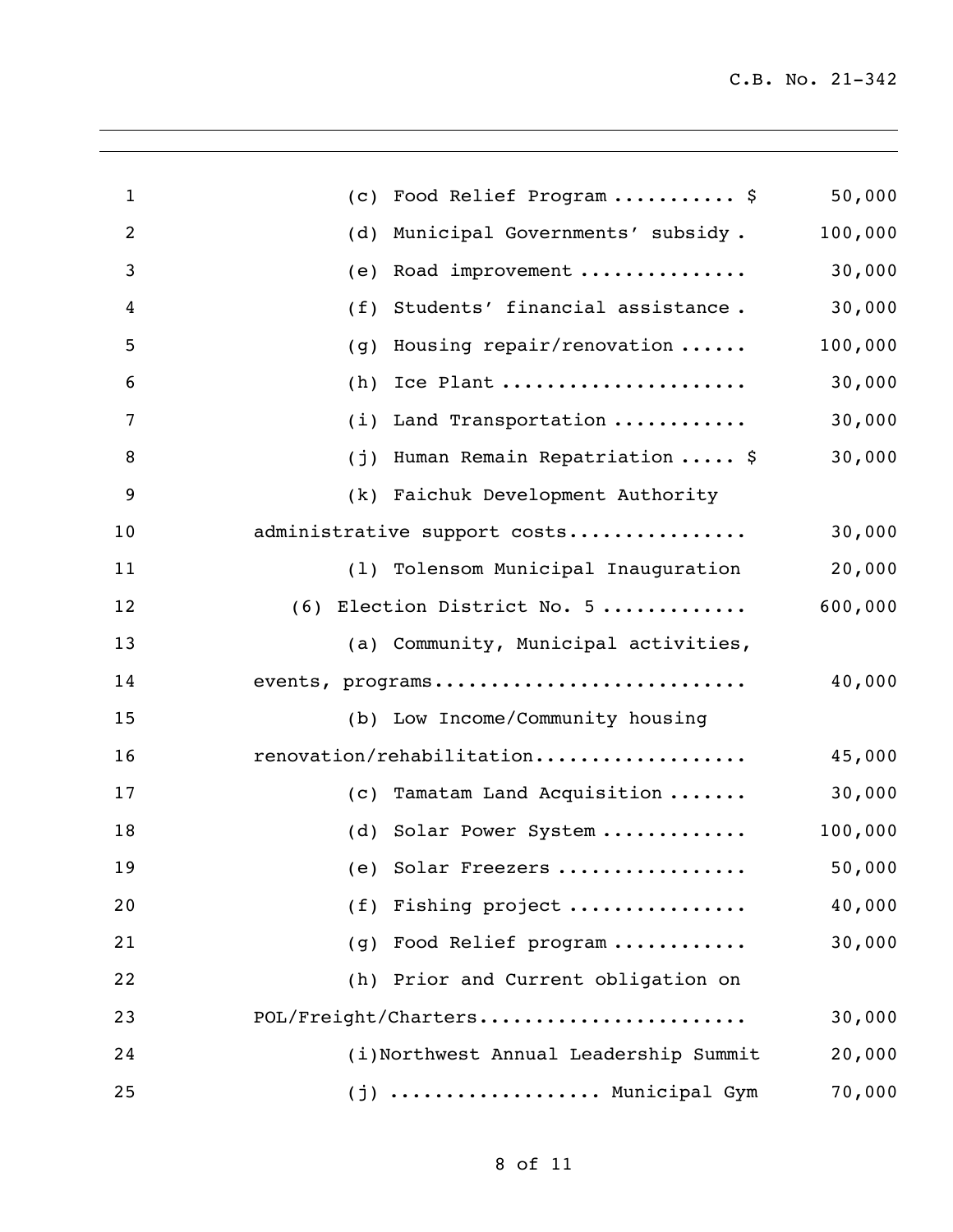(c) Food Relief Program .......... $ 50,000

(d) Municipal Governments' subsidy . 100,000

(e) Road improvement .............. 30,000

(f) Students' financial assistance . 30,000

(g) Housing repair/renovation ...... 100,000

(h) Ice Plant ..................... 30,000

(i) Land Transportation ........... 30,000

(j) Human Remain Repatriation ..... $ 30,000

(k) Faichuk Development Authority administrative support costs................ 30,000

(l) Tolensom Municipal Inauguration 20,000

(6) Election District No. 5 ............ 600,000

(a) Community, Municipal activities, events, programs........................... 40,000

(b) Low Income/Community housing renovation/rehabilitation.................. 45,000

(c) Tamatam Land Acquisition ....... 30,000

(d) Solar Power System ............ 100,000

(e) Solar Freezers ................ 50,000

(f) Fishing project ............... 40,000

(g) Food Relief program ........... 30,000

(h) Prior and Current obligation on POL/Freight/Charters....................... 30,000

(i)Northwest Annual Leadership Summit 20,000

(j) .................. Municipal Gym 70,000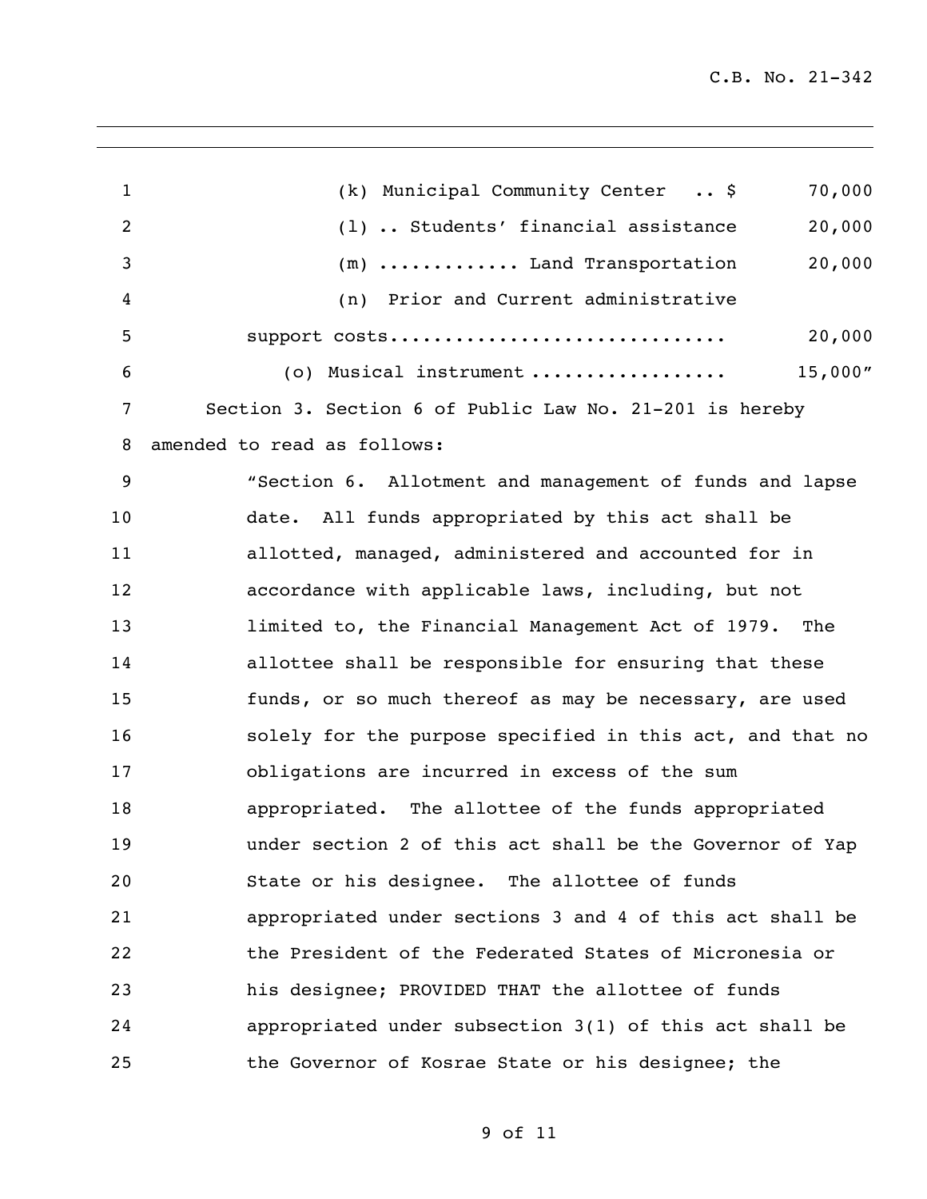(k) Municipal Community Center .. $ 70,000

(l) .. Students' financial assistance 20,000

(m) ............ Land Transportation 20,000

(n) Prior and Current administrative support costs.............................. 20,000

(o) Musical instrument ................. 15,000"

Section 3. Section 6 of Public Law No. 21-201 is hereby amended to read as follows:

"Section 6. Allotment and management of funds and lapse date. All funds appropriated by this act shall be allotted, managed, administered and accounted for in accordance with applicable laws, including, but not limited to, the Financial Management Act of 1979. The allottee shall be responsible for ensuring that these funds, or so much thereof as may be necessary, are used solely for the purpose specified in this act, and that no obligations are incurred in excess of the sum appropriated. The allottee of the funds appropriated under section 2 of this act shall be the Governor of Yap State or his designee. The allottee of funds appropriated under sections 3 and 4 of this act shall be the President of the Federated States of Micronesia or his designee; PROVIDED THAT the allottee of funds appropriated under subsection 3(1) of this act shall be the Governor of Kosrae State or his designee; the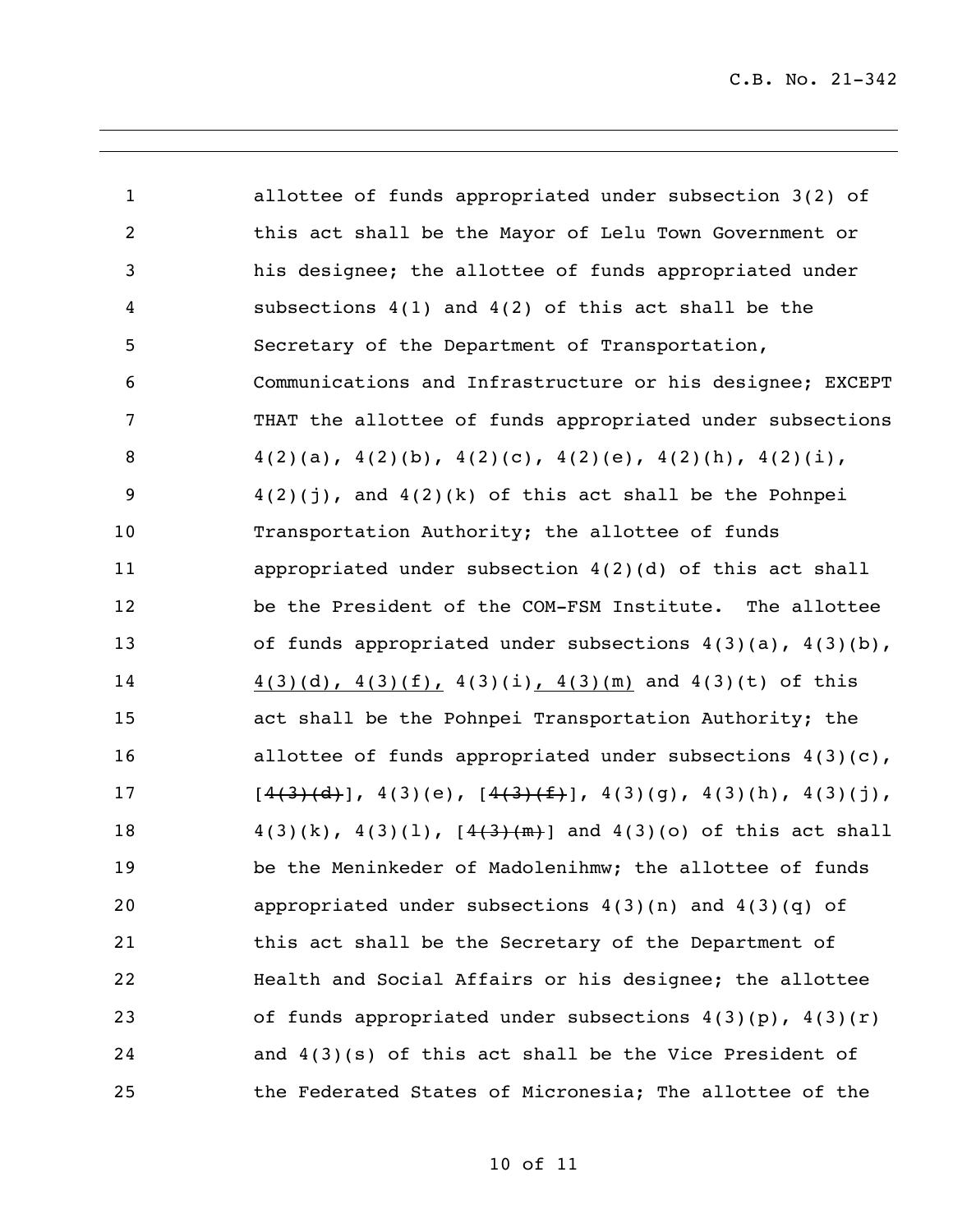allottee of funds appropriated under subsection 3(2) of this act shall be the Mayor of Lelu Town Government or his designee; the allottee of funds appropriated under subsections 4(1) and 4(2) of this act shall be the Secretary of the Department of Transportation, Communications and Infrastructure or his designee; EXCEPT THAT the allottee of funds appropriated under subsections 4(2)(a), 4(2)(b), 4(2)(c), 4(2)(e), 4(2)(h), 4(2)(i), 4(2)(j), and 4(2)(k) of this act shall be the Pohnpei Transportation Authority; the allottee of funds appropriated under subsection 4(2)(d) of this act shall be the President of the COM-FSM Institute. The allottee of funds appropriated under subsections 4(3)(a), 4(3)(b), <u>4(3)(d), 4(3)(f),</u> 4(3)(i)<u>, 4(3)(m)</u> and 4(3)(t) of this act shall be the Pohnpei Transportation Authority; the allottee of funds appropriated under subsections 4(3)(c), [~~4(3)(d)~~], 4(3)(e), [~~4(3)(f)~~], 4(3)(g), 4(3)(h), 4(3)(j), 4(3)(k), 4(3)(l), [~~4(3)(m)~~] and 4(3)(o) of this act shall be the Meninkeder of Madolenihmw; the allottee of funds appropriated under subsections 4(3)(n) and 4(3)(q) of this act shall be the Secretary of the Department of Health and Social Affairs or his designee; the allottee of funds appropriated under subsections 4(3)(p), 4(3)(r) and 4(3)(s) of this act shall be the Vice President of the Federated States of Micronesia; The allottee of the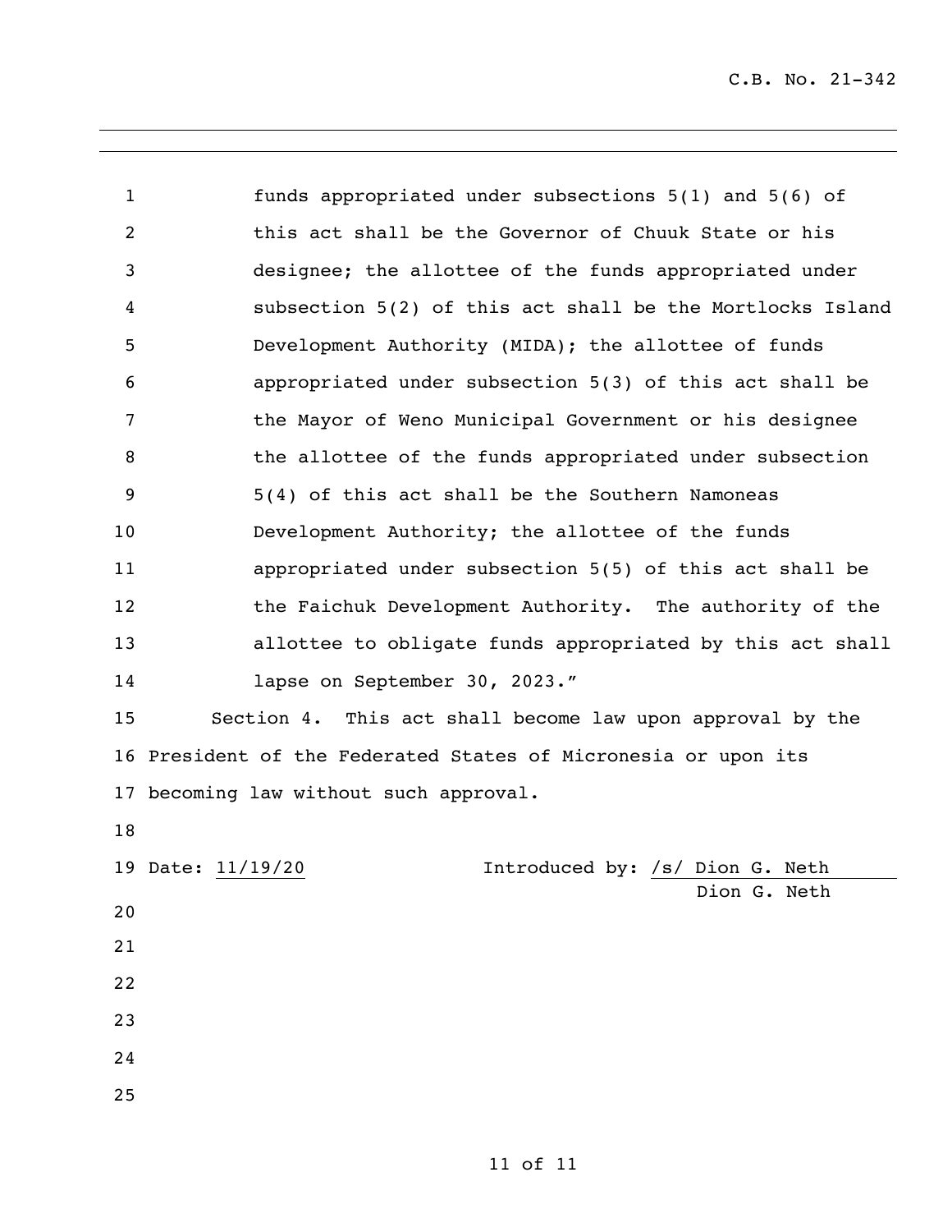funds appropriated under subsections 5(1) and 5(6) of this act shall be the Governor of Chuuk State or his designee; the allottee of the funds appropriated under subsection 5(2) of this act shall be the Mortlocks Island Development Authority (MIDA); the allottee of funds appropriated under subsection 5(3) of this act shall be the Mayor of Weno Municipal Government or his designee the allottee of the funds appropriated under subsection 5(4) of this act shall be the Southern Namoneas Development Authority; the allottee of the funds appropriated under subsection 5(5) of this act shall be the Faichuk Development Authority. The authority of the allottee to obligate funds appropriated by this act shall lapse on September 30, 2023."

Section 4. This act shall become law upon approval by the President of the Federated States of Micronesia or upon its becoming law without such approval.

Date: 11/19/20

Introduced by: /s/ Dion G. Neth
Dion G. Neth